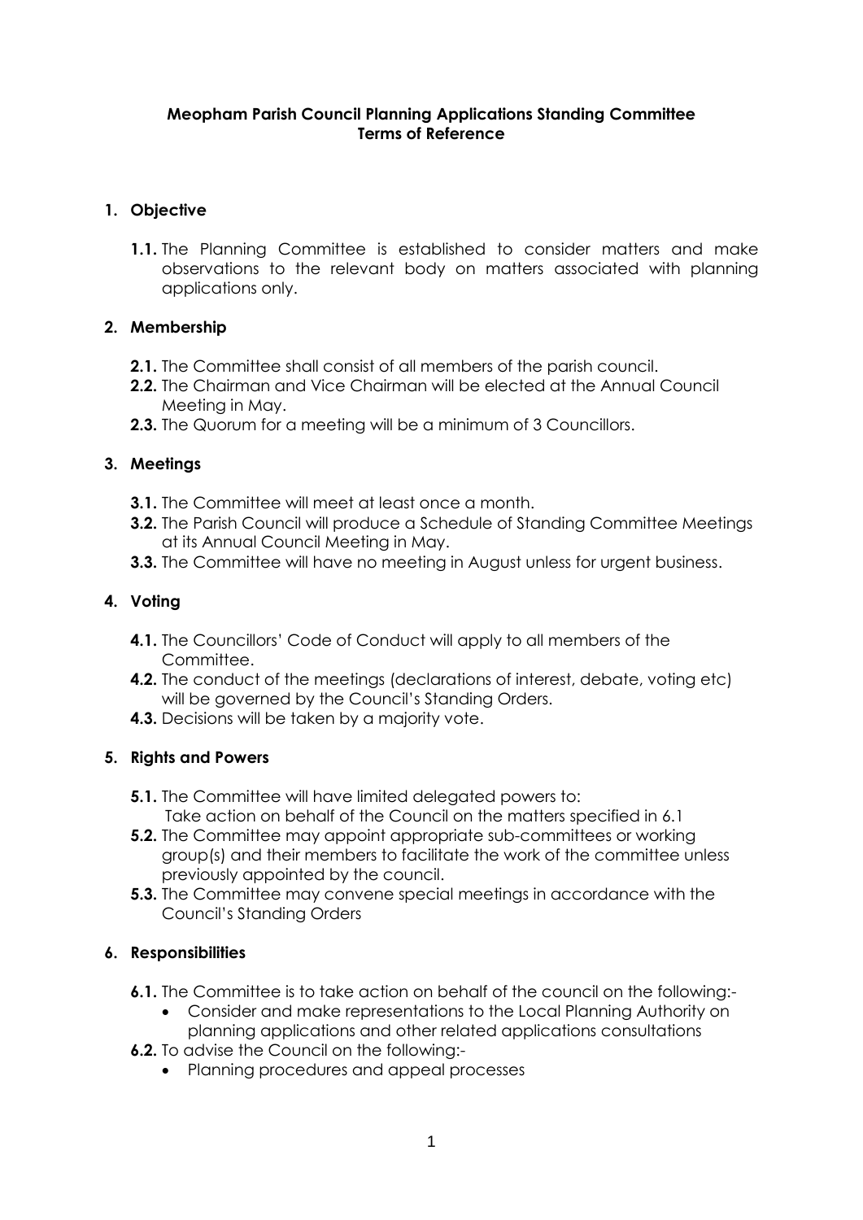# Meopham Parish Council Planning Applications Standing Committee
# Terms of Reference

## 1. Objective

**1.1.** The Planning Committee is established to consider matters and make observations to the relevant body on matters associated with planning applications only.

## 2. Membership

**2.1.** The Committee shall consist of all members of the parish council.

**2.2.** The Chairman and Vice Chairman will be elected at the Annual Council Meeting in May.

**2.3.** The Quorum for a meeting will be a minimum of 3 Councillors.

## 3. Meetings

**3.1.** The Committee will meet at least once a month.

**3.2.** The Parish Council will produce a Schedule of Standing Committee Meetings at its Annual Council Meeting in May.

**3.3.** The Committee will have no meeting in August unless for urgent business.

## 4. Voting

**4.1.** The Councillors' Code of Conduct will apply to all members of the Committee.

**4.2.** The conduct of the meetings (declarations of interest, debate, voting etc) will be governed by the Council's Standing Orders.

**4.3.** Decisions will be taken by a majority vote.

## 5. Rights and Powers

**5.1.** The Committee will have limited delegated powers to:
Take action on behalf of the Council on the matters specified in 6.1

**5.2.** The Committee may appoint appropriate sub-committees or working group(s) and their members to facilitate the work of the committee unless previously appointed by the council.

**5.3.** The Committee may convene special meetings in accordance with the Council's Standing Orders

## 6. Responsibilities

**6.1.** The Committee is to take action on behalf of the council on the following:-

- Consider and make representations to the Local Planning Authority on planning applications and other related applications consultations

**6.2.** To advise the Council on the following:-

- Planning procedures and appeal processes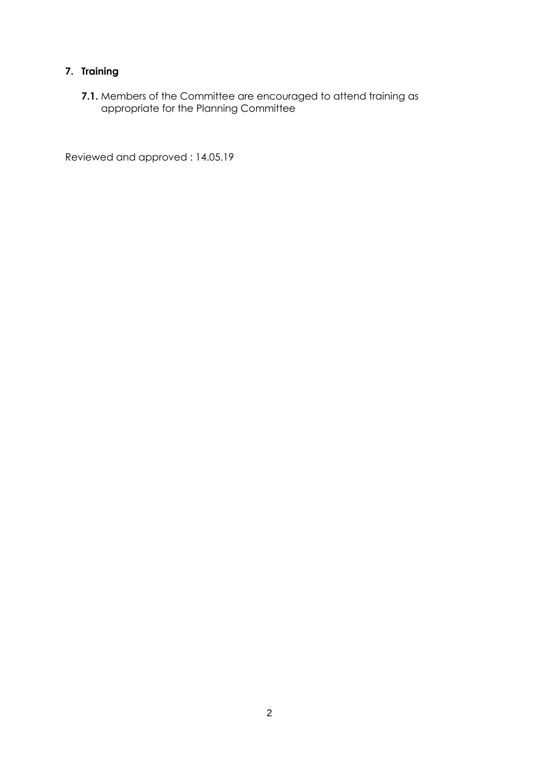## 7. Training

**7.1.** Members of the Committee are encouraged to attend training as appropriate for the Planning Committee

Reviewed and approved : 14.05.19